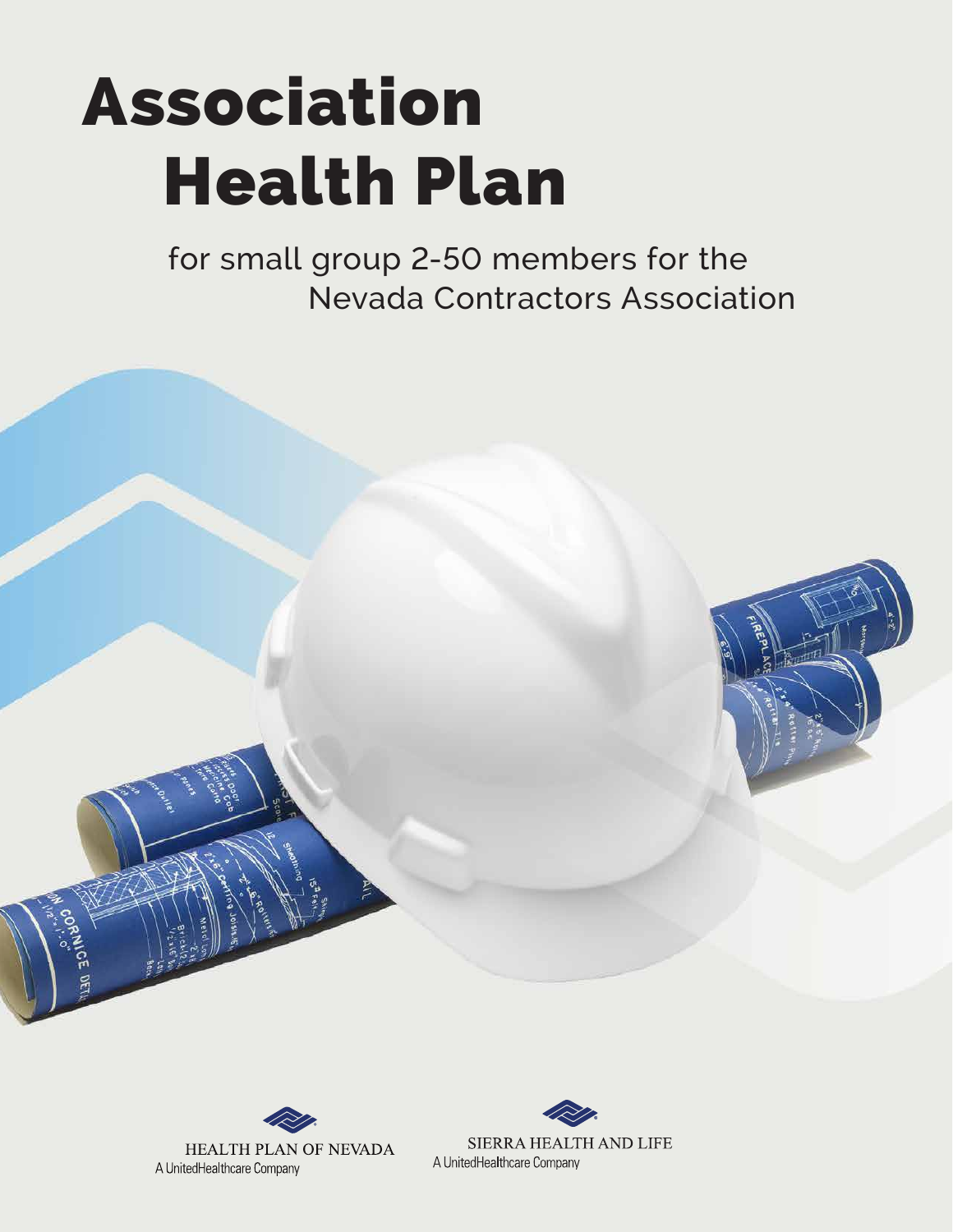# Association Health Plan

for small group 2-50 members for the Nevada Contractors Association

HEALTH PLAN OF NEVADA
A UnitedHealthcare Company

SIERRA HEALTH AND LIFE
A UnitedHealthcare Company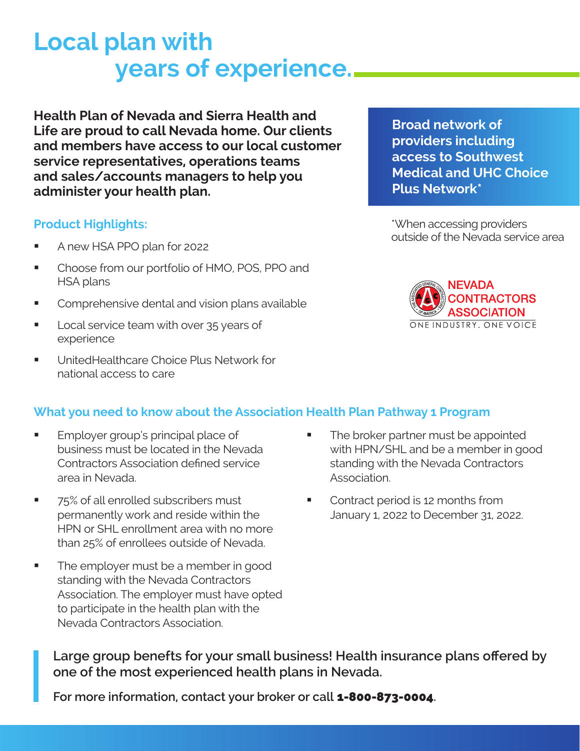# Local plan with years of experience.

**Health Plan of Nevada and Sierra Health and Life are proud to call Nevada home. Our clients and members have access to our local customer service representatives, operations teams and sales/accounts managers to help you administer your health plan.**

### Product Highlights:

- A new HSA PPO plan for 2022
- Choose from our portfolio of HMO, POS, PPO and HSA plans
- Comprehensive dental and vision plans available
- Local service team with over 35 years of experience
- UnitedHealthcare Choice Plus Network for national access to care

**Broad network of providers including access to Southwest Medical and UHC Choice Plus Network***

*When accessing providers outside of the Nevada service area

NEVADA CONTRACTORS ASSOCIATION
ONE INDUSTRY. ONE VOICE

### What you need to know about the Association Health Plan Pathway 1 Program

- Employer group's principal place of business must be located in the Nevada Contractors Association defined service area in Nevada.
- 75% of all enrolled subscribers must permanently work and reside within the HPN or SHL enrollment area with no more than 25% of enrollees outside of Nevada.
- The employer must be a member in good standing with the Nevada Contractors Association. The employer must have opted to participate in the health plan with the Nevada Contractors Association.
- The broker partner must be appointed with HPN/SHL and be a member in good standing with the Nevada Contractors Association.
- Contract period is 12 months from January 1, 2022 to December 31, 2022.

**Large group benefits for your small business! Health insurance plans offered by one of the most experienced health plans in Nevada.**

**For more information, contact your broker or call 1-800-873-0004.**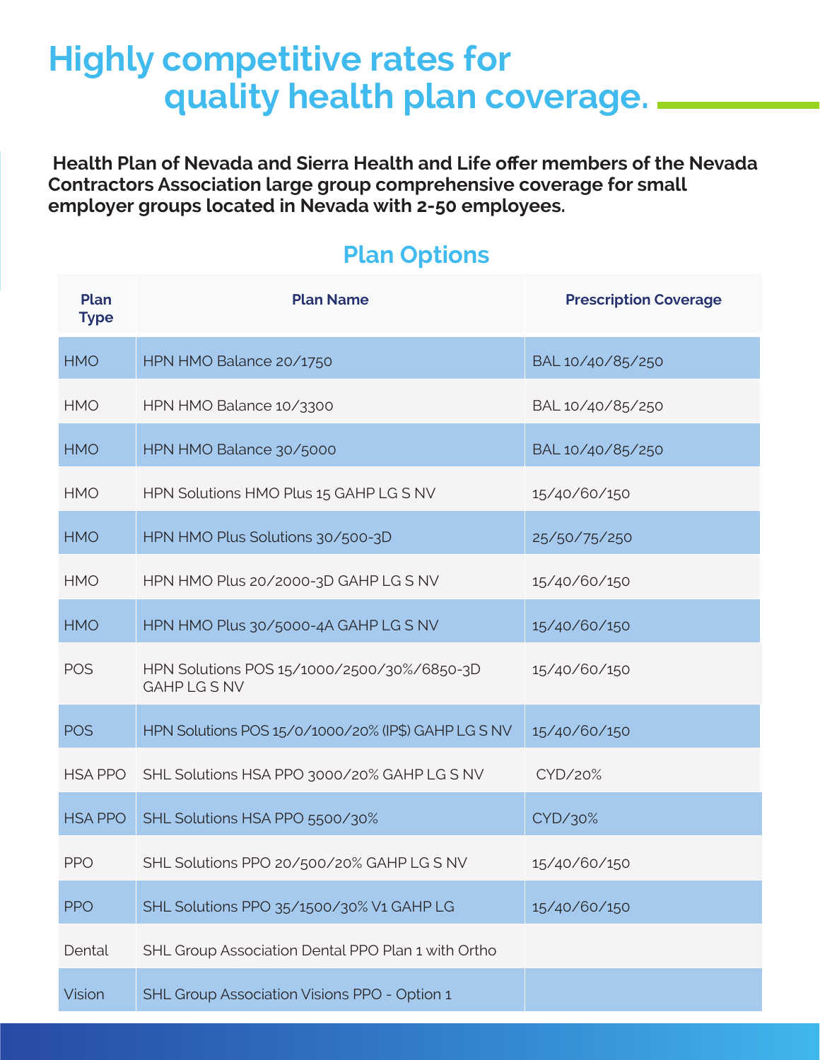# Highly competitive rates for quality health plan coverage.

**Health Plan of Nevada and Sierra Health and Life offer members of the Nevada Contractors Association large group comprehensive coverage for small employer groups located in Nevada with 2-50 employees.**

## Plan Options

| Plan Type | Plan Name | Prescription Coverage |
|---|---|---|
| HMO | HPN HMO Balance 20/1750 | BAL 10/40/85/250 |
| HMO | HPN HMO Balance 10/3300 | BAL 10/40/85/250 |
| HMO | HPN HMO Balance 30/5000 | BAL 10/40/85/250 |
| HMO | HPN Solutions HMO Plus 15 GAHP LG S NV | 15/40/60/150 |
| HMO | HPN HMO Plus Solutions 30/500-3D | 25/50/75/250 |
| HMO | HPN HMO Plus 20/2000-3D GAHP LG S NV | 15/40/60/150 |
| HMO | HPN HMO Plus 30/5000-4A GAHP LG S NV | 15/40/60/150 |
| POS | HPN Solutions POS 15/1000/2500/30%/6850-3D GAHP LG S NV | 15/40/60/150 |
| POS | HPN Solutions POS 15/0/1000/20% (IP$) GAHP LG S NV | 15/40/60/150 |
| HSA PPO | SHL Solutions HSA PPO 3000/20% GAHP LG S NV | CYD/20% |
| HSA PPO | SHL Solutions HSA PPO 5500/30% | CYD/30% |
| PPO | SHL Solutions PPO 20/500/20% GAHP LG S NV | 15/40/60/150 |
| PPO | SHL Solutions PPO 35/1500/30% V1 GAHP LG | 15/40/60/150 |
| Dental | SHL Group Association Dental PPO Plan 1 with Ortho | |
| Vision | SHL Group Association Visions PPO - Option 1 | |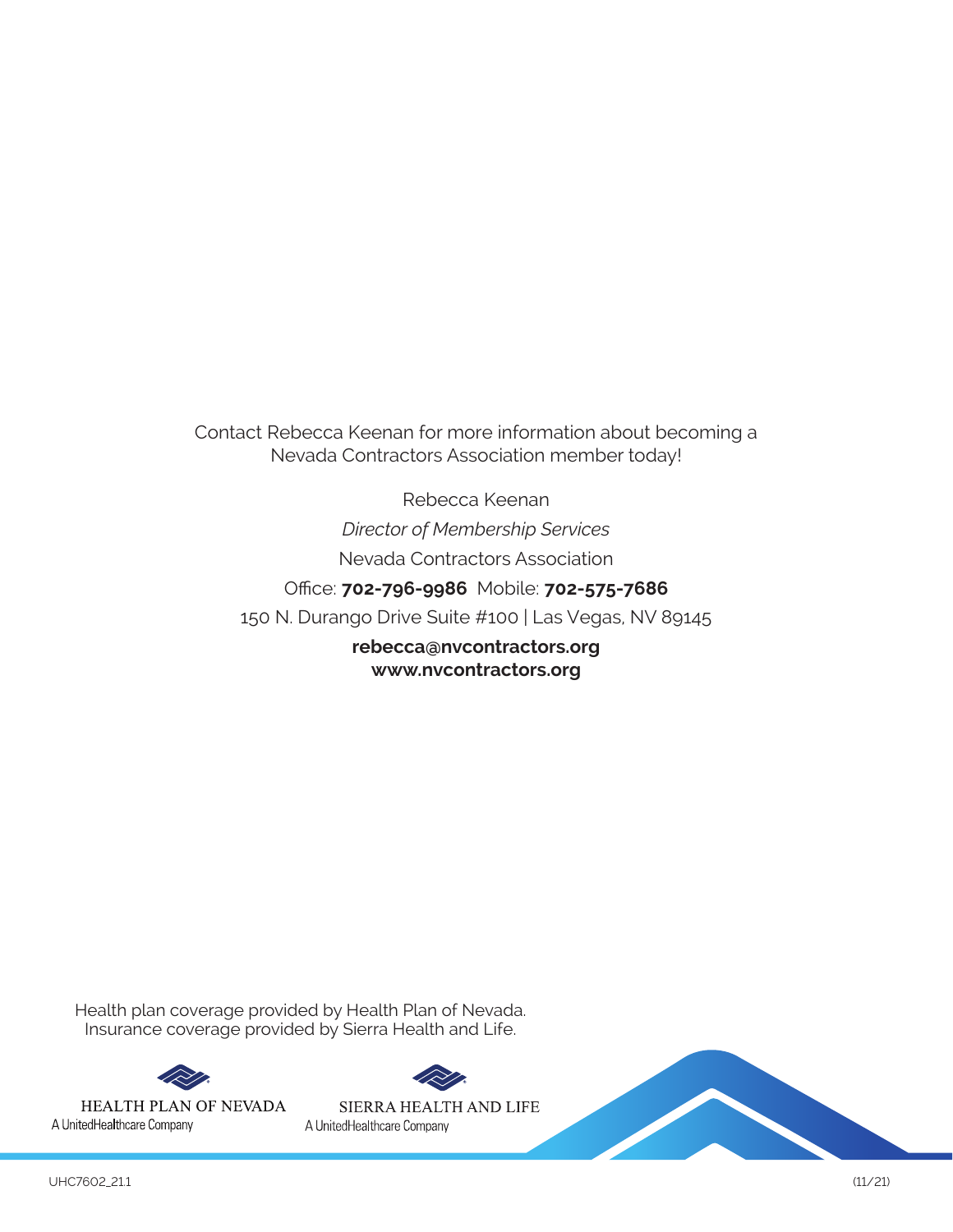Contact Rebecca Keenan for more information about becoming a Nevada Contractors Association member today!

Rebecca Keenan

*Director of Membership Services*

Nevada Contractors Association

Office: **702-796-9986** Mobile: **702-575-7686**

150 N. Durango Drive Suite #100 | Las Vegas, NV 89145

**rebecca@nvcontractors.org**
**www.nvcontractors.org**

Health plan coverage provided by Health Plan of Nevada.
Insurance coverage provided by Sierra Health and Life.

HEALTH PLAN OF NEVADA
A UnitedHealthcare Company

SIERRA HEALTH AND LIFE
A UnitedHealthcare Company

UHC7602_21.1 (11/21)